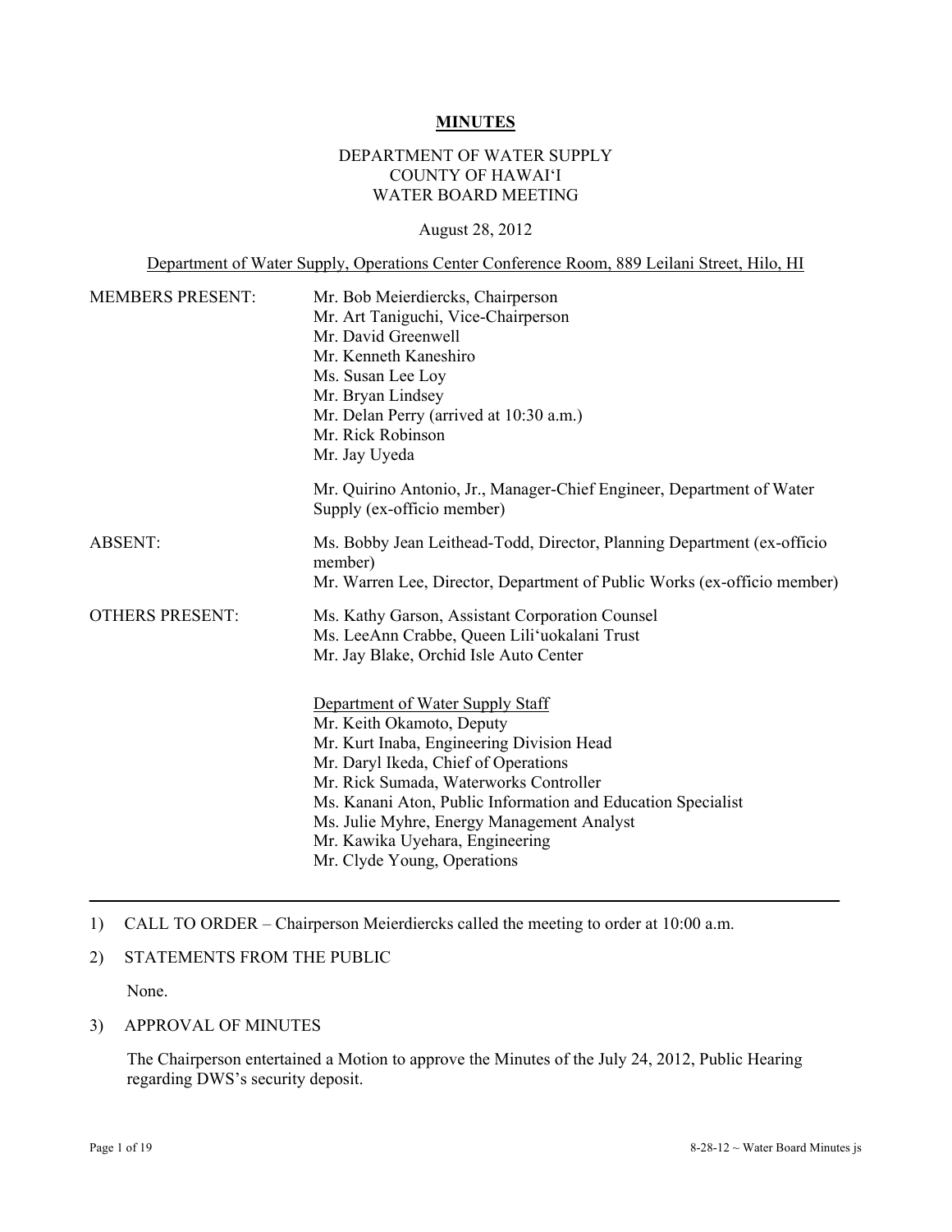# MINUTES

DEPARTMENT OF WATER SUPPLY
COUNTY OF HAWAI'I
WATER BOARD MEETING

August 28, 2012

Department of Water Supply, Operations Center Conference Room, 889 Leilani Street, Hilo, HI

| | |
|---|---|
| MEMBERS PRESENT: | Mr. Bob Meierdiercks, Chairperson<br>Mr. Art Taniguchi, Vice-Chairperson<br>Mr. David Greenwell<br>Mr. Kenneth Kaneshiro<br>Ms. Susan Lee Loy<br>Mr. Bryan Lindsey<br>Mr. Delan Perry (arrived at 10:30 a.m.)<br>Mr. Rick Robinson<br>Mr. Jay Uyeda<br><br>Mr. Quirino Antonio, Jr., Manager-Chief Engineer, Department of Water Supply (ex-officio member) |
| ABSENT: | Ms. Bobby Jean Leithead-Todd, Director, Planning Department (ex-officio member)<br>Mr. Warren Lee, Director, Department of Public Works (ex-officio member) |
| OTHERS PRESENT: | Ms. Kathy Garson, Assistant Corporation Counsel<br>Ms. LeeAnn Crabbe, Queen Lili'uokalani Trust<br>Mr. Jay Blake, Orchid Isle Auto Center<br><br>Department of Water Supply Staff<br>Mr. Keith Okamoto, Deputy<br>Mr. Kurt Inaba, Engineering Division Head<br>Mr. Daryl Ikeda, Chief of Operations<br>Mr. Rick Sumada, Waterworks Controller<br>Ms. Kanani Aton, Public Information and Education Specialist<br>Ms. Julie Myhre, Energy Management Analyst<br>Mr. Kawika Uyehara, Engineering<br>Mr. Clyde Young, Operations |

---

1) CALL TO ORDER – Chairperson Meierdiercks called the meeting to order at 10:00 a.m.

2) STATEMENTS FROM THE PUBLIC

None.

3) APPROVAL OF MINUTES

The Chairperson entertained a Motion to approve the Minutes of the July 24, 2012, Public Hearing regarding DWS's security deposit.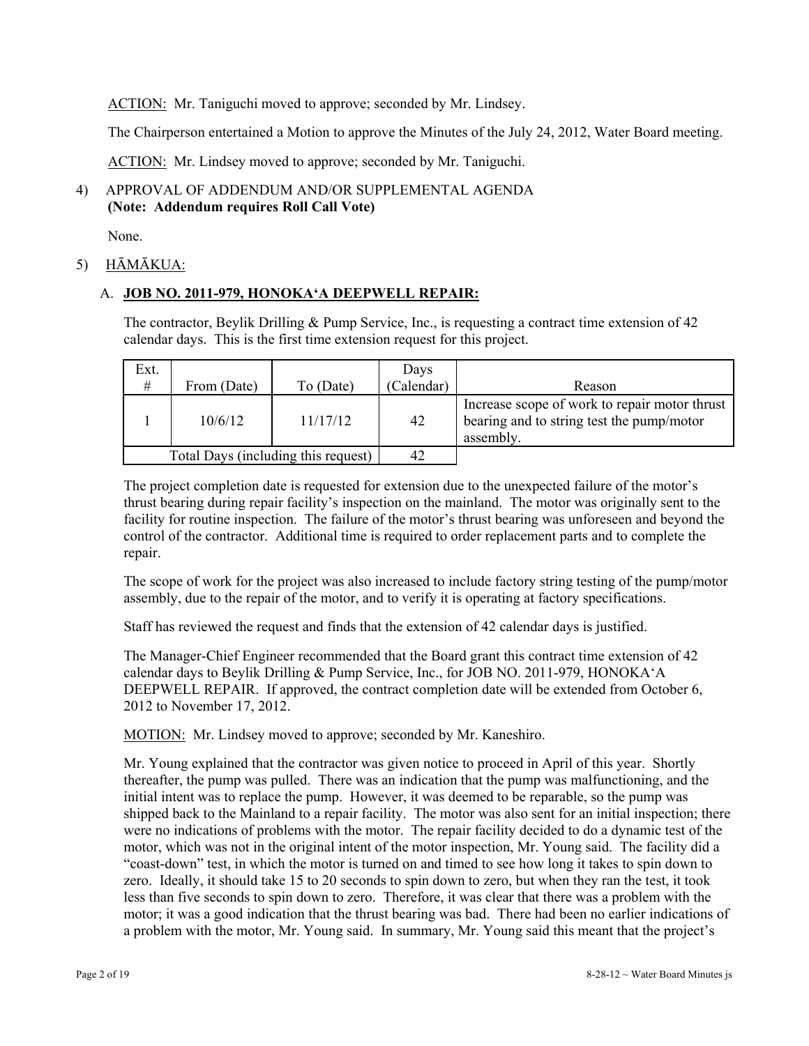ACTION: Mr. Taniguchi moved to approve; seconded by Mr. Lindsey.

The Chairperson entertained a Motion to approve the Minutes of the July 24, 2012, Water Board meeting.

ACTION: Mr. Lindsey moved to approve; seconded by Mr. Taniguchi.

4) APPROVAL OF ADDENDUM AND/OR SUPPLEMENTAL AGENDA
**(Note: Addendum requires Roll Call Vote)**

None.

5) HĀMĀKUA:

A. **JOB NO. 2011-979, HONOKA'A DEEPWELL REPAIR:**

The contractor, Beylik Drilling & Pump Service, Inc., is requesting a contract time extension of 42 calendar days. This is the first time extension request for this project.

| Ext. # | From (Date) | To (Date) | Days (Calendar) | Reason |
|---|---|---|---|---|
| 1 | 10/6/12 | 11/17/12 | 42 | Increase scope of work to repair motor thrust bearing and to string test the pump/motor assembly. |
| Total Days (including this request) | | | 42 | |

The project completion date is requested for extension due to the unexpected failure of the motor's thrust bearing during repair facility's inspection on the mainland. The motor was originally sent to the facility for routine inspection. The failure of the motor's thrust bearing was unforeseen and beyond the control of the contractor. Additional time is required to order replacement parts and to complete the repair.

The scope of work for the project was also increased to include factory string testing of the pump/motor assembly, due to the repair of the motor, and to verify it is operating at factory specifications.

Staff has reviewed the request and finds that the extension of 42 calendar days is justified.

The Manager-Chief Engineer recommended that the Board grant this contract time extension of 42 calendar days to Beylik Drilling & Pump Service, Inc., for JOB NO. 2011-979, HONOKA'A DEEPWELL REPAIR. If approved, the contract completion date will be extended from October 6, 2012 to November 17, 2012.

MOTION: Mr. Lindsey moved to approve; seconded by Mr. Kaneshiro.

Mr. Young explained that the contractor was given notice to proceed in April of this year. Shortly thereafter, the pump was pulled. There was an indication that the pump was malfunctioning, and the initial intent was to replace the pump. However, it was deemed to be reparable, so the pump was shipped back to the Mainland to a repair facility. The motor was also sent for an initial inspection; there were no indications of problems with the motor. The repair facility decided to do a dynamic test of the motor, which was not in the original intent of the motor inspection, Mr. Young said. The facility did a "coast-down" test, in which the motor is turned on and timed to see how long it takes to spin down to zero. Ideally, it should take 15 to 20 seconds to spin down to zero, but when they ran the test, it took less than five seconds to spin down to zero. Therefore, it was clear that there was a problem with the motor; it was a good indication that the thrust bearing was bad. There had been no earlier indications of a problem with the motor, Mr. Young said. In summary, Mr. Young said this meant that the project's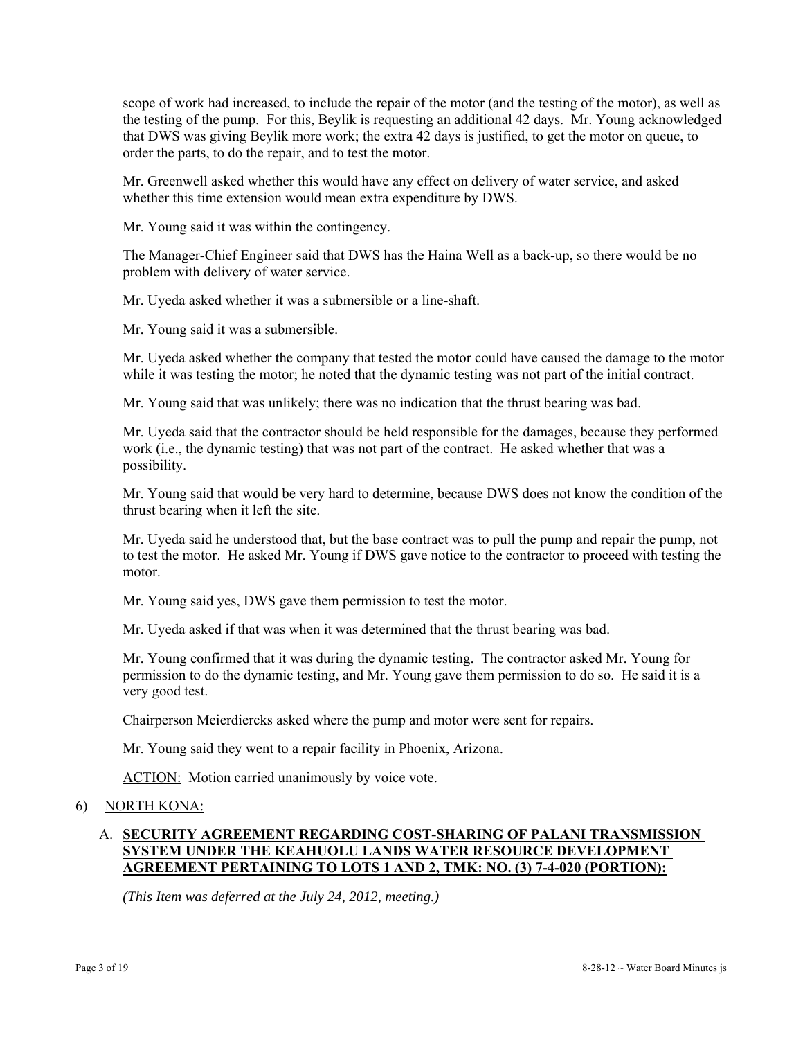scope of work had increased, to include the repair of the motor (and the testing of the motor), as well as the testing of the pump. For this, Beylik is requesting an additional 42 days. Mr. Young acknowledged that DWS was giving Beylik more work; the extra 42 days is justified, to get the motor on queue, to order the parts, to do the repair, and to test the motor.

Mr. Greenwell asked whether this would have any effect on delivery of water service, and asked whether this time extension would mean extra expenditure by DWS.

Mr. Young said it was within the contingency.

The Manager-Chief Engineer said that DWS has the Haina Well as a back-up, so there would be no problem with delivery of water service.

Mr. Uyeda asked whether it was a submersible or a line-shaft.

Mr. Young said it was a submersible.

Mr. Uyeda asked whether the company that tested the motor could have caused the damage to the motor while it was testing the motor; he noted that the dynamic testing was not part of the initial contract.

Mr. Young said that was unlikely; there was no indication that the thrust bearing was bad.

Mr. Uyeda said that the contractor should be held responsible for the damages, because they performed work (i.e., the dynamic testing) that was not part of the contract. He asked whether that was a possibility.

Mr. Young said that would be very hard to determine, because DWS does not know the condition of the thrust bearing when it left the site.

Mr. Uyeda said he understood that, but the base contract was to pull the pump and repair the pump, not to test the motor. He asked Mr. Young if DWS gave notice to the contractor to proceed with testing the motor.

Mr. Young said yes, DWS gave them permission to test the motor.

Mr. Uyeda asked if that was when it was determined that the thrust bearing was bad.

Mr. Young confirmed that it was during the dynamic testing. The contractor asked Mr. Young for permission to do the dynamic testing, and Mr. Young gave them permission to do so. He said it is a very good test.

Chairperson Meierdiercks asked where the pump and motor were sent for repairs.

Mr. Young said they went to a repair facility in Phoenix, Arizona.

<u>ACTION:</u> Motion carried unanimously by voice vote.

6) <u>NORTH KONA:</u>

A. **<u>SECURITY AGREEMENT REGARDING COST-SHARING OF PALANI TRANSMISSION SYSTEM UNDER THE KEAHUOLU LANDS WATER RESOURCE DEVELOPMENT AGREEMENT PERTAINING TO LOTS 1 AND 2, TMK: NO. (3) 7-4-020 (PORTION):</u>**

*(This Item was deferred at the July 24, 2012, meeting.)*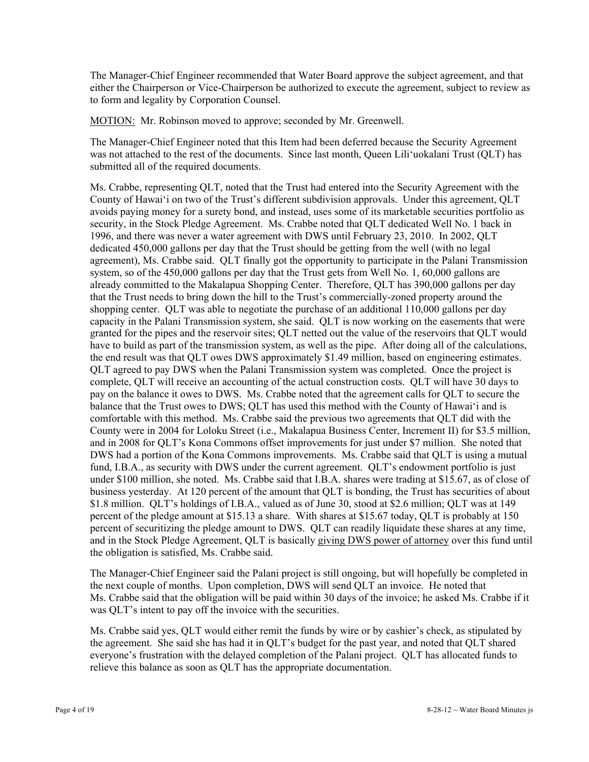The Manager-Chief Engineer recommended that Water Board approve the subject agreement, and that either the Chairperson or Vice-Chairperson be authorized to execute the agreement, subject to review as to form and legality by Corporation Counsel.

MOTION: Mr. Robinson moved to approve; seconded by Mr. Greenwell.

The Manager-Chief Engineer noted that this Item had been deferred because the Security Agreement was not attached to the rest of the documents. Since last month, Queen Lili'uokalani Trust (QLT) has submitted all of the required documents.

Ms. Crabbe, representing QLT, noted that the Trust had entered into the Security Agreement with the County of Hawai'i on two of the Trust's different subdivision approvals. Under this agreement, QLT avoids paying money for a surety bond, and instead, uses some of its marketable securities portfolio as security, in the Stock Pledge Agreement. Ms. Crabbe noted that QLT dedicated Well No. 1 back in 1996, and there was never a water agreement with DWS until February 23, 2010. In 2002, QLT dedicated 450,000 gallons per day that the Trust should be getting from the well (with no legal agreement), Ms. Crabbe said. QLT finally got the opportunity to participate in the Palani Transmission system, so of the 450,000 gallons per day that the Trust gets from Well No. 1, 60,000 gallons are already committed to the Makalapua Shopping Center. Therefore, QLT has 390,000 gallons per day that the Trust needs to bring down the hill to the Trust's commercially-zoned property around the shopping center. QLT was able to negotiate the purchase of an additional 110,000 gallons per day capacity in the Palani Transmission system, she said. QLT is now working on the easements that were granted for the pipes and the reservoir sites; QLT netted out the value of the reservoirs that QLT would have to build as part of the transmission system, as well as the pipe. After doing all of the calculations, the end result was that QLT owes DWS approximately $1.49 million, based on engineering estimates. QLT agreed to pay DWS when the Palani Transmission system was completed. Once the project is complete, QLT will receive an accounting of the actual construction costs. QLT will have 30 days to pay on the balance it owes to DWS. Ms. Crabbe noted that the agreement calls for QLT to secure the balance that the Trust owes to DWS; QLT has used this method with the County of Hawai'i and is comfortable with this method. Ms. Crabbe said the previous two agreements that QLT did with the County were in 2004 for Loloku Street (i.e., Makalapua Business Center, Increment II) for $3.5 million, and in 2008 for QLT's Kona Commons offset improvements for just under $7 million. She noted that DWS had a portion of the Kona Commons improvements. Ms. Crabbe said that QLT is using a mutual fund, I.B.A., as security with DWS under the current agreement. QLT's endowment portfolio is just under $100 million, she noted. Ms. Crabbe said that I.B.A. shares were trading at $15.67, as of close of business yesterday. At 120 percent of the amount that QLT is bonding, the Trust has securities of about $1.8 million. QLT's holdings of I.B.A., valued as of June 30, stood at $2.6 million; QLT was at 149 percent of the pledge amount at $15.13 a share. With shares at $15.67 today, QLT is probably at 150 percent of securitizing the pledge amount to DWS. QLT can readily liquidate these shares at any time, and in the Stock Pledge Agreement, QLT is basically giving DWS power of attorney over this fund until the obligation is satisfied, Ms. Crabbe said.

The Manager-Chief Engineer said the Palani project is still ongoing, but will hopefully be completed in the next couple of months. Upon completion, DWS will send QLT an invoice. He noted that Ms. Crabbe said that the obligation will be paid within 30 days of the invoice; he asked Ms. Crabbe if it was QLT's intent to pay off the invoice with the securities.

Ms. Crabbe said yes, QLT would either remit the funds by wire or by cashier's check, as stipulated by the agreement. She said she has had it in QLT's budget for the past year, and noted that QLT shared everyone's frustration with the delayed completion of the Palani project. QLT has allocated funds to relieve this balance as soon as QLT has the appropriate documentation.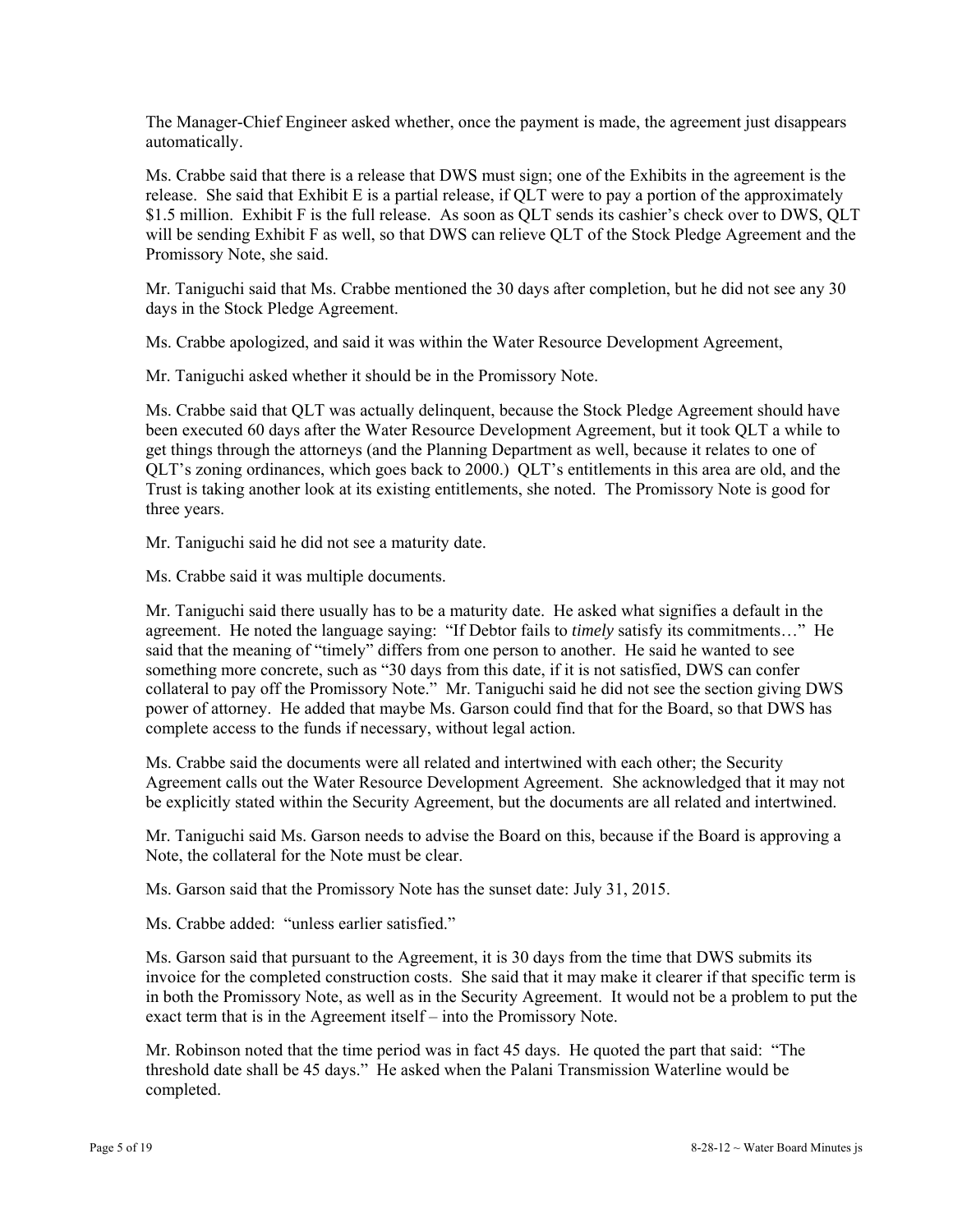The Manager-Chief Engineer asked whether, once the payment is made, the agreement just disappears automatically.

Ms. Crabbe said that there is a release that DWS must sign; one of the Exhibits in the agreement is the release. She said that Exhibit E is a partial release, if QLT were to pay a portion of the approximately $1.5 million. Exhibit F is the full release. As soon as QLT sends its cashier's check over to DWS, QLT will be sending Exhibit F as well, so that DWS can relieve QLT of the Stock Pledge Agreement and the Promissory Note, she said.

Mr. Taniguchi said that Ms. Crabbe mentioned the 30 days after completion, but he did not see any 30 days in the Stock Pledge Agreement.

Ms. Crabbe apologized, and said it was within the Water Resource Development Agreement,

Mr. Taniguchi asked whether it should be in the Promissory Note.

Ms. Crabbe said that QLT was actually delinquent, because the Stock Pledge Agreement should have been executed 60 days after the Water Resource Development Agreement, but it took QLT a while to get things through the attorneys (and the Planning Department as well, because it relates to one of QLT's zoning ordinances, which goes back to 2000.) QLT's entitlements in this area are old, and the Trust is taking another look at its existing entitlements, she noted. The Promissory Note is good for three years.

Mr. Taniguchi said he did not see a maturity date.

Ms. Crabbe said it was multiple documents.

Mr. Taniguchi said there usually has to be a maturity date. He asked what signifies a default in the agreement. He noted the language saying: "If Debtor fails to *timely* satisfy its commitments…" He said that the meaning of "timely" differs from one person to another. He said he wanted to see something more concrete, such as "30 days from this date, if it is not satisfied, DWS can confer collateral to pay off the Promissory Note." Mr. Taniguchi said he did not see the section giving DWS power of attorney. He added that maybe Ms. Garson could find that for the Board, so that DWS has complete access to the funds if necessary, without legal action.

Ms. Crabbe said the documents were all related and intertwined with each other; the Security Agreement calls out the Water Resource Development Agreement. She acknowledged that it may not be explicitly stated within the Security Agreement, but the documents are all related and intertwined.

Mr. Taniguchi said Ms. Garson needs to advise the Board on this, because if the Board is approving a Note, the collateral for the Note must be clear.

Ms. Garson said that the Promissory Note has the sunset date: July 31, 2015.

Ms. Crabbe added: "unless earlier satisfied."

Ms. Garson said that pursuant to the Agreement, it is 30 days from the time that DWS submits its invoice for the completed construction costs. She said that it may make it clearer if that specific term is in both the Promissory Note, as well as in the Security Agreement. It would not be a problem to put the exact term that is in the Agreement itself – into the Promissory Note.

Mr. Robinson noted that the time period was in fact 45 days. He quoted the part that said: "The threshold date shall be 45 days." He asked when the Palani Transmission Waterline would be completed.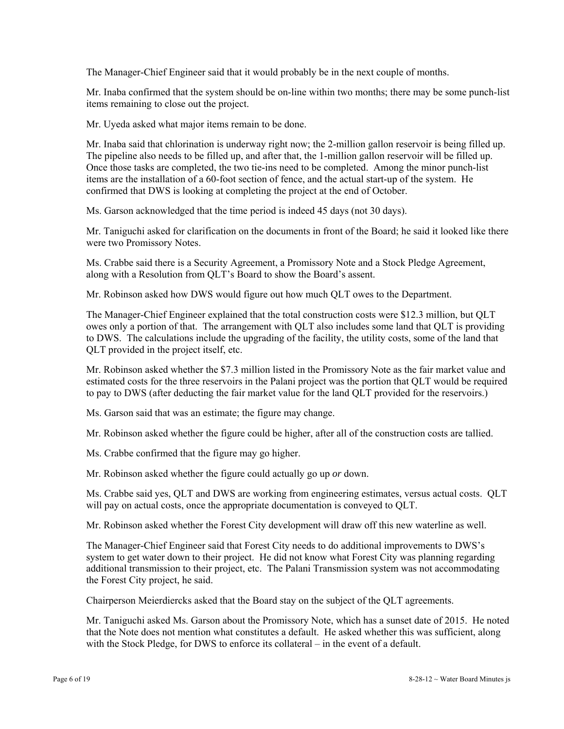The Manager-Chief Engineer said that it would probably be in the next couple of months.

Mr. Inaba confirmed that the system should be on-line within two months; there may be some punch-list items remaining to close out the project.

Mr. Uyeda asked what major items remain to be done.

Mr. Inaba said that chlorination is underway right now; the 2-million gallon reservoir is being filled up. The pipeline also needs to be filled up, and after that, the 1-million gallon reservoir will be filled up. Once those tasks are completed, the two tie-ins need to be completed. Among the minor punch-list items are the installation of a 60-foot section of fence, and the actual start-up of the system. He confirmed that DWS is looking at completing the project at the end of October.

Ms. Garson acknowledged that the time period is indeed 45 days (not 30 days).

Mr. Taniguchi asked for clarification on the documents in front of the Board; he said it looked like there were two Promissory Notes.

Ms. Crabbe said there is a Security Agreement, a Promissory Note and a Stock Pledge Agreement, along with a Resolution from QLT's Board to show the Board's assent.

Mr. Robinson asked how DWS would figure out how much QLT owes to the Department.

The Manager-Chief Engineer explained that the total construction costs were $12.3 million, but QLT owes only a portion of that. The arrangement with QLT also includes some land that QLT is providing to DWS. The calculations include the upgrading of the facility, the utility costs, some of the land that QLT provided in the project itself, etc.

Mr. Robinson asked whether the $7.3 million listed in the Promissory Note as the fair market value and estimated costs for the three reservoirs in the Palani project was the portion that QLT would be required to pay to DWS (after deducting the fair market value for the land QLT provided for the reservoirs.)

Ms. Garson said that was an estimate; the figure may change.

Mr. Robinson asked whether the figure could be higher, after all of the construction costs are tallied.

Ms. Crabbe confirmed that the figure may go higher.

Mr. Robinson asked whether the figure could actually go up *or* down.

Ms. Crabbe said yes, QLT and DWS are working from engineering estimates, versus actual costs. QLT will pay on actual costs, once the appropriate documentation is conveyed to QLT.

Mr. Robinson asked whether the Forest City development will draw off this new waterline as well.

The Manager-Chief Engineer said that Forest City needs to do additional improvements to DWS's system to get water down to their project. He did not know what Forest City was planning regarding additional transmission to their project, etc. The Palani Transmission system was not accommodating the Forest City project, he said.

Chairperson Meierdiercks asked that the Board stay on the subject of the QLT agreements.

Mr. Taniguchi asked Ms. Garson about the Promissory Note, which has a sunset date of 2015. He noted that the Note does not mention what constitutes a default. He asked whether this was sufficient, along with the Stock Pledge, for DWS to enforce its collateral – in the event of a default.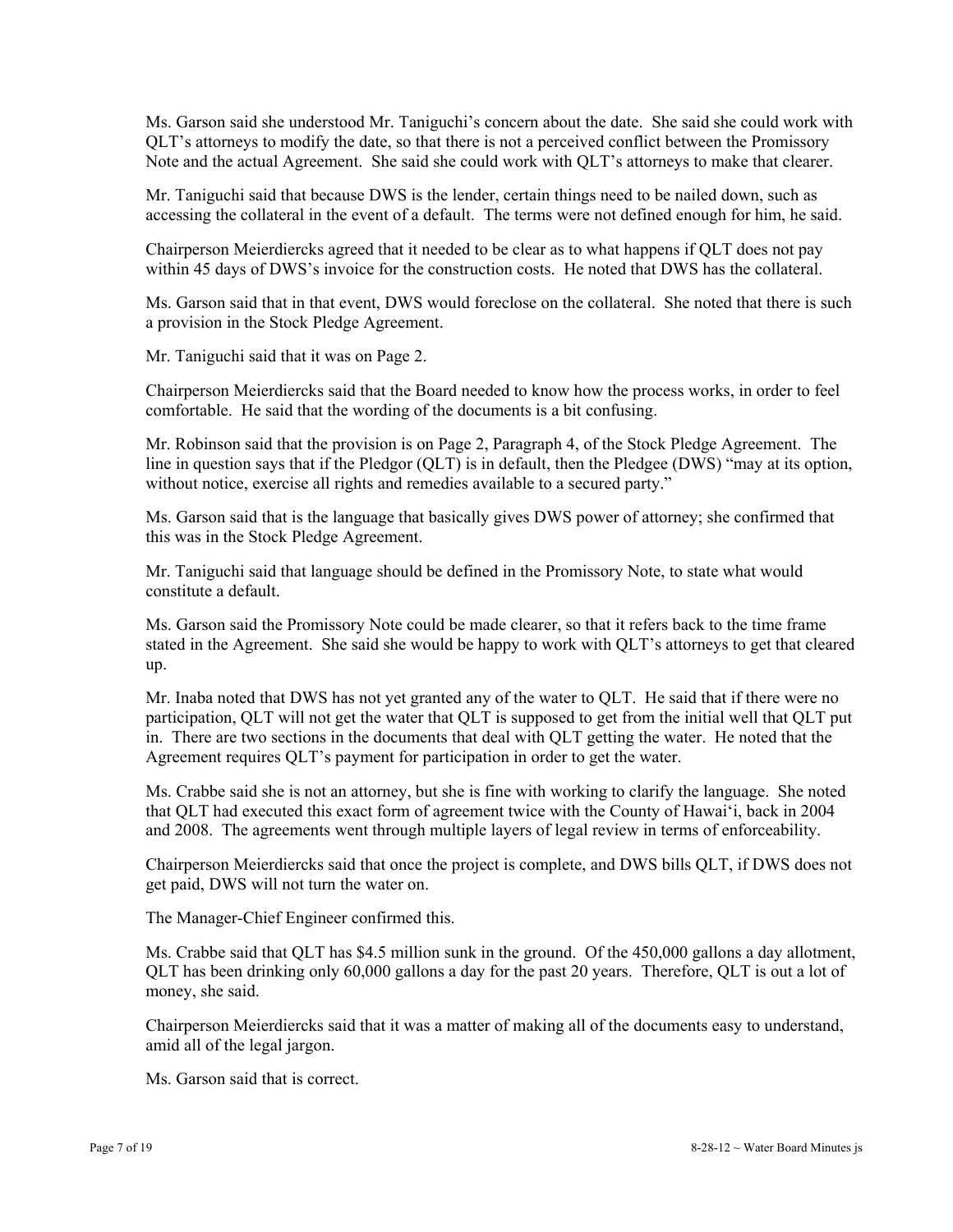Ms. Garson said she understood Mr. Taniguchi's concern about the date. She said she could work with QLT's attorneys to modify the date, so that there is not a perceived conflict between the Promissory Note and the actual Agreement. She said she could work with QLT's attorneys to make that clearer.

Mr. Taniguchi said that because DWS is the lender, certain things need to be nailed down, such as accessing the collateral in the event of a default. The terms were not defined enough for him, he said.

Chairperson Meierdiercks agreed that it needed to be clear as to what happens if QLT does not pay within 45 days of DWS's invoice for the construction costs. He noted that DWS has the collateral.

Ms. Garson said that in that event, DWS would foreclose on the collateral. She noted that there is such a provision in the Stock Pledge Agreement.

Mr. Taniguchi said that it was on Page 2.

Chairperson Meierdiercks said that the Board needed to know how the process works, in order to feel comfortable. He said that the wording of the documents is a bit confusing.

Mr. Robinson said that the provision is on Page 2, Paragraph 4, of the Stock Pledge Agreement. The line in question says that if the Pledgor (QLT) is in default, then the Pledgee (DWS) "may at its option, without notice, exercise all rights and remedies available to a secured party."

Ms. Garson said that is the language that basically gives DWS power of attorney; she confirmed that this was in the Stock Pledge Agreement.

Mr. Taniguchi said that language should be defined in the Promissory Note, to state what would constitute a default.

Ms. Garson said the Promissory Note could be made clearer, so that it refers back to the time frame stated in the Agreement. She said she would be happy to work with QLT's attorneys to get that cleared up.

Mr. Inaba noted that DWS has not yet granted any of the water to QLT. He said that if there were no participation, QLT will not get the water that QLT is supposed to get from the initial well that QLT put in. There are two sections in the documents that deal with QLT getting the water. He noted that the Agreement requires QLT's payment for participation in order to get the water.

Ms. Crabbe said she is not an attorney, but she is fine with working to clarify the language. She noted that QLT had executed this exact form of agreement twice with the County of Hawai'i, back in 2004 and 2008. The agreements went through multiple layers of legal review in terms of enforceability.

Chairperson Meierdiercks said that once the project is complete, and DWS bills QLT, if DWS does not get paid, DWS will not turn the water on.

The Manager-Chief Engineer confirmed this.

Ms. Crabbe said that QLT has $4.5 million sunk in the ground. Of the 450,000 gallons a day allotment, QLT has been drinking only 60,000 gallons a day for the past 20 years. Therefore, QLT is out a lot of money, she said.

Chairperson Meierdiercks said that it was a matter of making all of the documents easy to understand, amid all of the legal jargon.

Ms. Garson said that is correct.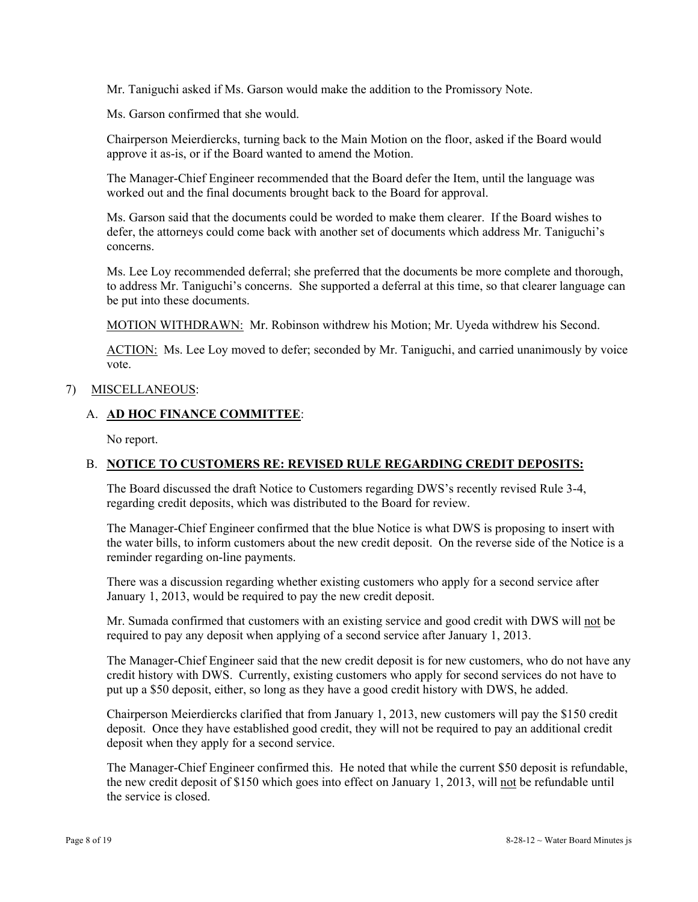Mr. Taniguchi asked if Ms. Garson would make the addition to the Promissory Note.

Ms. Garson confirmed that she would.

Chairperson Meierdiercks, turning back to the Main Motion on the floor, asked if the Board would approve it as-is, or if the Board wanted to amend the Motion.

The Manager-Chief Engineer recommended that the Board defer the Item, until the language was worked out and the final documents brought back to the Board for approval.

Ms. Garson said that the documents could be worded to make them clearer. If the Board wishes to defer, the attorneys could come back with another set of documents which address Mr. Taniguchi's concerns.

Ms. Lee Loy recommended deferral; she preferred that the documents be more complete and thorough, to address Mr. Taniguchi's concerns. She supported a deferral at this time, so that clearer language can be put into these documents.

<u>MOTION WITHDRAWN</u>: Mr. Robinson withdrew his Motion; Mr. Uyeda withdrew his Second.

<u>ACTION</u>: Ms. Lee Loy moved to defer; seconded by Mr. Taniguchi, and carried unanimously by voice vote.

7) <u>MISCELLANEOUS</u>:

A. **<u>AD HOC FINANCE COMMITTEE</u>**:

No report.

B. **<u>NOTICE TO CUSTOMERS RE: REVISED RULE REGARDING CREDIT DEPOSITS:</u>**

The Board discussed the draft Notice to Customers regarding DWS's recently revised Rule 3-4, regarding credit deposits, which was distributed to the Board for review.

The Manager-Chief Engineer confirmed that the blue Notice is what DWS is proposing to insert with the water bills, to inform customers about the new credit deposit. On the reverse side of the Notice is a reminder regarding on-line payments.

There was a discussion regarding whether existing customers who apply for a second service after January 1, 2013, would be required to pay the new credit deposit.

Mr. Sumada confirmed that customers with an existing service and good credit with DWS will <u>not</u> be required to pay any deposit when applying of a second service after January 1, 2013.

The Manager-Chief Engineer said that the new credit deposit is for new customers, who do not have any credit history with DWS. Currently, existing customers who apply for second services do not have to put up a $50 deposit, either, so long as they have a good credit history with DWS, he added.

Chairperson Meierdiercks clarified that from January 1, 2013, new customers will pay the $150 credit deposit. Once they have established good credit, they will not be required to pay an additional credit deposit when they apply for a second service.

The Manager-Chief Engineer confirmed this. He noted that while the current $50 deposit is refundable, the new credit deposit of $150 which goes into effect on January 1, 2013, will <u>not</u> be refundable until the service is closed.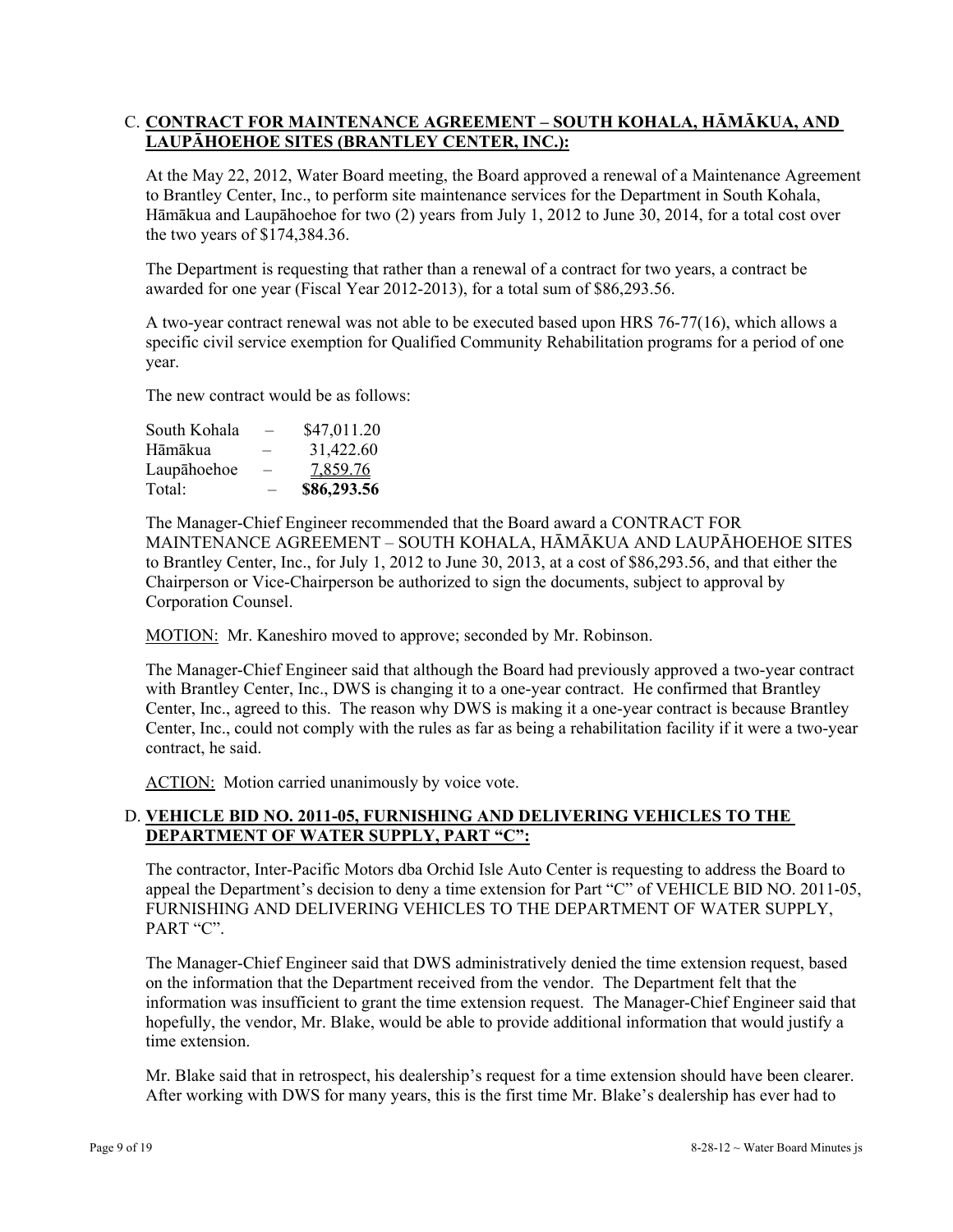C. **CONTRACT FOR MAINTENANCE AGREEMENT – SOUTH KOHALA, HĀMĀKUA, AND LAUPĀHOEHOE SITES (BRANTLEY CENTER, INC.):**

At the May 22, 2012, Water Board meeting, the Board approved a renewal of a Maintenance Agreement to Brantley Center, Inc., to perform site maintenance services for the Department in South Kohala, Hāmākua and Laupāhoehoe for two (2) years from July 1, 2012 to June 30, 2014, for a total cost over the two years of $174,384.36.

The Department is requesting that rather than a renewal of a contract for two years, a contract be awarded for one year (Fiscal Year 2012-2013), for a total sum of $86,293.56.

A two-year contract renewal was not able to be executed based upon HRS 76-77(16), which allows a specific civil service exemption for Qualified Community Rehabilitation programs for a period of one year.

The new contract would be as follows:

| | | |
|---|---|---|
| South Kohala | – | $47,011.20 |
| Hāmākua | – | 31,422.60 |
| Laupāhoehoe | – | 7,859.76 |
| Total: | – | **$86,293.56** |

The Manager-Chief Engineer recommended that the Board award a CONTRACT FOR MAINTENANCE AGREEMENT – SOUTH KOHALA, HĀMĀKUA AND LAUPĀHOEHOE SITES to Brantley Center, Inc., for July 1, 2012 to June 30, 2013, at a cost of $86,293.56, and that either the Chairperson or Vice-Chairperson be authorized to sign the documents, subject to approval by Corporation Counsel.

MOTION: Mr. Kaneshiro moved to approve; seconded by Mr. Robinson.

The Manager-Chief Engineer said that although the Board had previously approved a two-year contract with Brantley Center, Inc., DWS is changing it to a one-year contract. He confirmed that Brantley Center, Inc., agreed to this. The reason why DWS is making it a one-year contract is because Brantley Center, Inc., could not comply with the rules as far as being a rehabilitation facility if it were a two-year contract, he said.

ACTION: Motion carried unanimously by voice vote.

D. **VEHICLE BID NO. 2011-05, FURNISHING AND DELIVERING VEHICLES TO THE DEPARTMENT OF WATER SUPPLY, PART "C":**

The contractor, Inter-Pacific Motors dba Orchid Isle Auto Center is requesting to address the Board to appeal the Department's decision to deny a time extension for Part "C" of VEHICLE BID NO. 2011-05, FURNISHING AND DELIVERING VEHICLES TO THE DEPARTMENT OF WATER SUPPLY, PART "C".

The Manager-Chief Engineer said that DWS administratively denied the time extension request, based on the information that the Department received from the vendor. The Department felt that the information was insufficient to grant the time extension request. The Manager-Chief Engineer said that hopefully, the vendor, Mr. Blake, would be able to provide additional information that would justify a time extension.

Mr. Blake said that in retrospect, his dealership's request for a time extension should have been clearer. After working with DWS for many years, this is the first time Mr. Blake's dealership has ever had to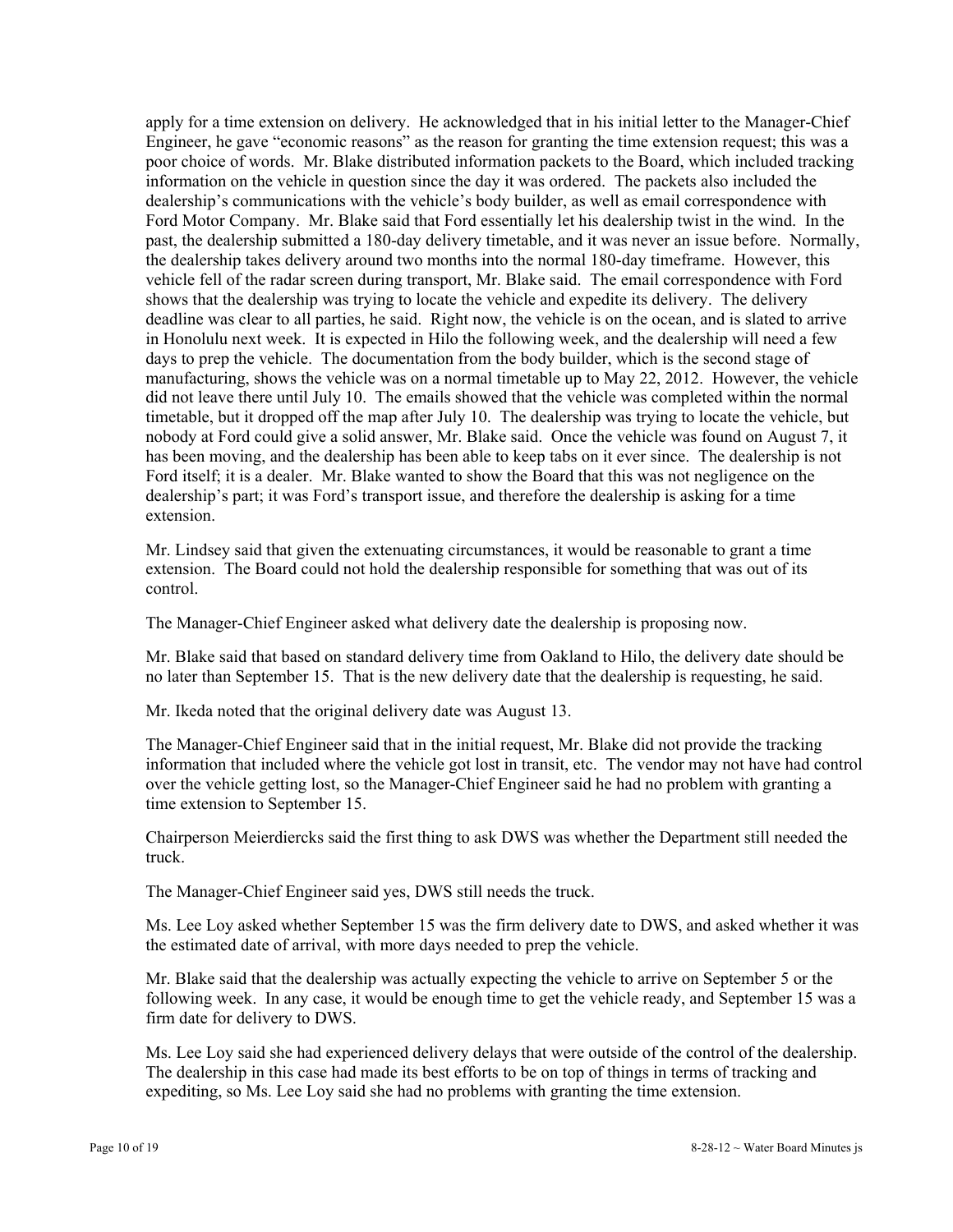apply for a time extension on delivery. He acknowledged that in his initial letter to the Manager-Chief Engineer, he gave "economic reasons" as the reason for granting the time extension request; this was a poor choice of words. Mr. Blake distributed information packets to the Board, which included tracking information on the vehicle in question since the day it was ordered. The packets also included the dealership's communications with the vehicle's body builder, as well as email correspondence with Ford Motor Company. Mr. Blake said that Ford essentially let his dealership twist in the wind. In the past, the dealership submitted a 180-day delivery timetable, and it was never an issue before. Normally, the dealership takes delivery around two months into the normal 180-day timeframe. However, this vehicle fell of the radar screen during transport, Mr. Blake said. The email correspondence with Ford shows that the dealership was trying to locate the vehicle and expedite its delivery. The delivery deadline was clear to all parties, he said. Right now, the vehicle is on the ocean, and is slated to arrive in Honolulu next week. It is expected in Hilo the following week, and the dealership will need a few days to prep the vehicle. The documentation from the body builder, which is the second stage of manufacturing, shows the vehicle was on a normal timetable up to May 22, 2012. However, the vehicle did not leave there until July 10. The emails showed that the vehicle was completed within the normal timetable, but it dropped off the map after July 10. The dealership was trying to locate the vehicle, but nobody at Ford could give a solid answer, Mr. Blake said. Once the vehicle was found on August 7, it has been moving, and the dealership has been able to keep tabs on it ever since. The dealership is not Ford itself; it is a dealer. Mr. Blake wanted to show the Board that this was not negligence on the dealership's part; it was Ford's transport issue, and therefore the dealership is asking for a time extension.

Mr. Lindsey said that given the extenuating circumstances, it would be reasonable to grant a time extension. The Board could not hold the dealership responsible for something that was out of its control.

The Manager-Chief Engineer asked what delivery date the dealership is proposing now.

Mr. Blake said that based on standard delivery time from Oakland to Hilo, the delivery date should be no later than September 15. That is the new delivery date that the dealership is requesting, he said.

Mr. Ikeda noted that the original delivery date was August 13.

The Manager-Chief Engineer said that in the initial request, Mr. Blake did not provide the tracking information that included where the vehicle got lost in transit, etc. The vendor may not have had control over the vehicle getting lost, so the Manager-Chief Engineer said he had no problem with granting a time extension to September 15.

Chairperson Meierdiercks said the first thing to ask DWS was whether the Department still needed the truck.

The Manager-Chief Engineer said yes, DWS still needs the truck.

Ms. Lee Loy asked whether September 15 was the firm delivery date to DWS, and asked whether it was the estimated date of arrival, with more days needed to prep the vehicle.

Mr. Blake said that the dealership was actually expecting the vehicle to arrive on September 5 or the following week. In any case, it would be enough time to get the vehicle ready, and September 15 was a firm date for delivery to DWS.

Ms. Lee Loy said she had experienced delivery delays that were outside of the control of the dealership. The dealership in this case had made its best efforts to be on top of things in terms of tracking and expediting, so Ms. Lee Loy said she had no problems with granting the time extension.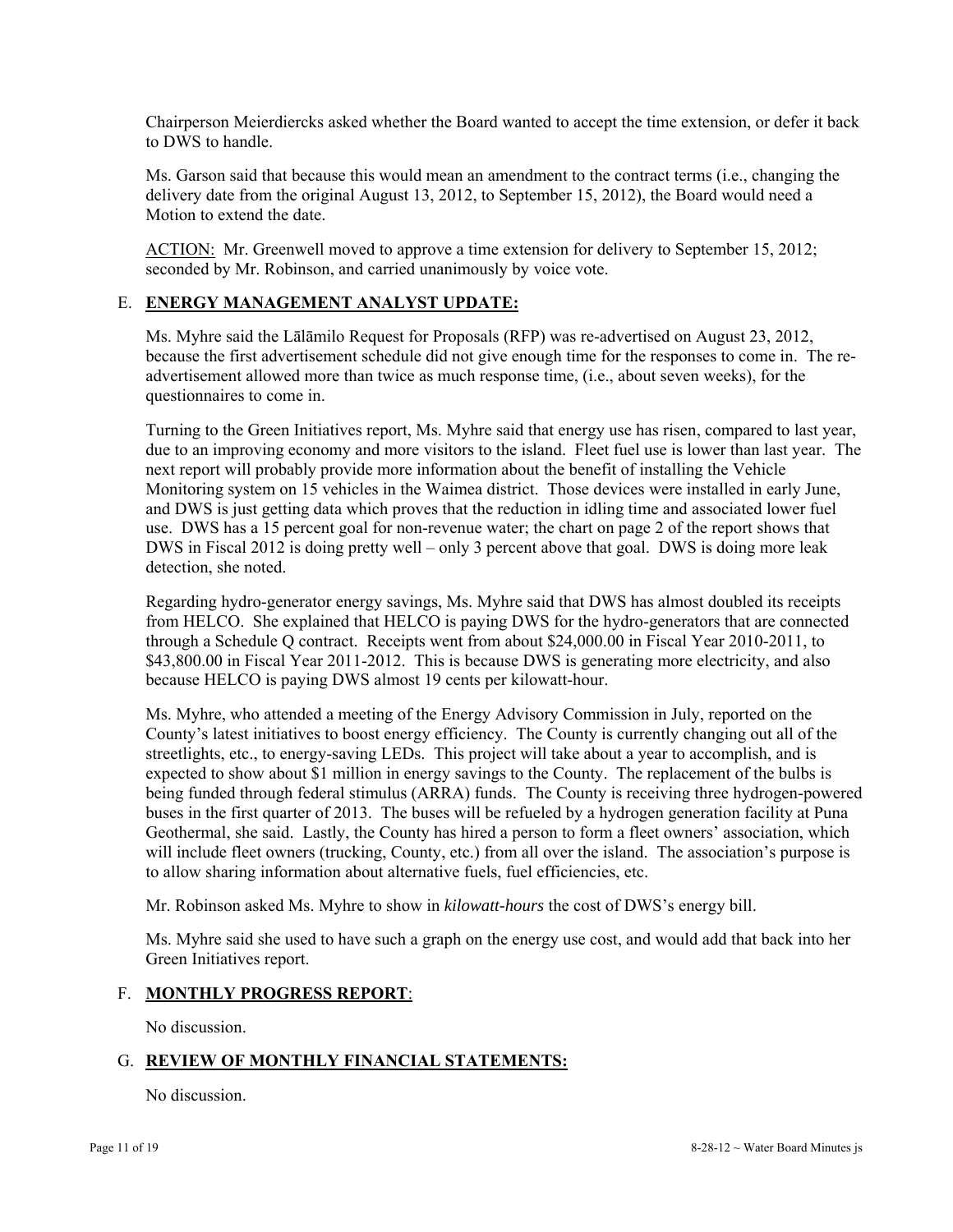Chairperson Meierdiercks asked whether the Board wanted to accept the time extension, or defer it back to DWS to handle.

Ms. Garson said that because this would mean an amendment to the contract terms (i.e., changing the delivery date from the original August 13, 2012, to September 15, 2012), the Board would need a Motion to extend the date.

ACTION: Mr. Greenwell moved to approve a time extension for delivery to September 15, 2012; seconded by Mr. Robinson, and carried unanimously by voice vote.

## E. **ENERGY MANAGEMENT ANALYST UPDATE:**

Ms. Myhre said the Lālāmilo Request for Proposals (RFP) was re-advertised on August 23, 2012, because the first advertisement schedule did not give enough time for the responses to come in. The re-advertisement allowed more than twice as much response time, (i.e., about seven weeks), for the questionnaires to come in.

Turning to the Green Initiatives report, Ms. Myhre said that energy use has risen, compared to last year, due to an improving economy and more visitors to the island. Fleet fuel use is lower than last year. The next report will probably provide more information about the benefit of installing the Vehicle Monitoring system on 15 vehicles in the Waimea district. Those devices were installed in early June, and DWS is just getting data which proves that the reduction in idling time and associated lower fuel use. DWS has a 15 percent goal for non-revenue water; the chart on page 2 of the report shows that DWS in Fiscal 2012 is doing pretty well – only 3 percent above that goal. DWS is doing more leak detection, she noted.

Regarding hydro-generator energy savings, Ms. Myhre said that DWS has almost doubled its receipts from HELCO. She explained that HELCO is paying DWS for the hydro-generators that are connected through a Schedule Q contract. Receipts went from about $24,000.00 in Fiscal Year 2010-2011, to $43,800.00 in Fiscal Year 2011-2012. This is because DWS is generating more electricity, and also because HELCO is paying DWS almost 19 cents per kilowatt-hour.

Ms. Myhre, who attended a meeting of the Energy Advisory Commission in July, reported on the County's latest initiatives to boost energy efficiency. The County is currently changing out all of the streetlights, etc., to energy-saving LEDs. This project will take about a year to accomplish, and is expected to show about $1 million in energy savings to the County. The replacement of the bulbs is being funded through federal stimulus (ARRA) funds. The County is receiving three hydrogen-powered buses in the first quarter of 2013. The buses will be refueled by a hydrogen generation facility at Puna Geothermal, she said. Lastly, the County has hired a person to form a fleet owners' association, which will include fleet owners (trucking, County, etc.) from all over the island. The association's purpose is to allow sharing information about alternative fuels, fuel efficiencies, etc.

Mr. Robinson asked Ms. Myhre to show in *kilowatt-hours* the cost of DWS's energy bill.

Ms. Myhre said she used to have such a graph on the energy use cost, and would add that back into her Green Initiatives report.

## F. **MONTHLY PROGRESS REPORT**:

No discussion.

## G. **REVIEW OF MONTHLY FINANCIAL STATEMENTS:**

No discussion.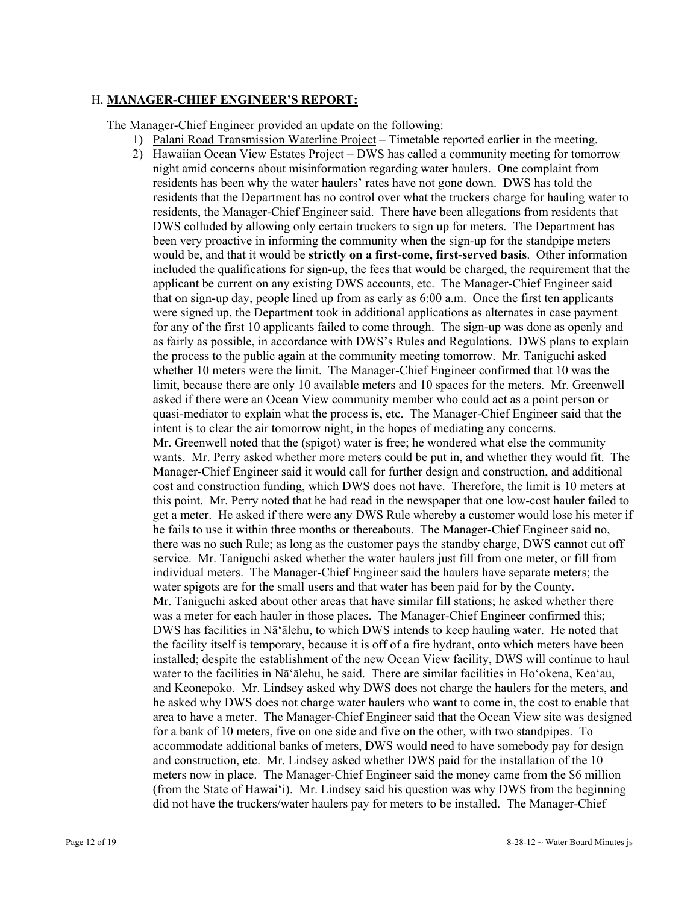## H. **MANAGER-CHIEF ENGINEER'S REPORT:**

The Manager-Chief Engineer provided an update on the following:

1) Palani Road Transmission Waterline Project – Timetable reported earlier in the meeting.
2) Hawaiian Ocean View Estates Project – DWS has called a community meeting for tomorrow night amid concerns about misinformation regarding water haulers. One complaint from residents has been why the water haulers' rates have not gone down. DWS has told the residents that the Department has no control over what the truckers charge for hauling water to residents, the Manager-Chief Engineer said. There have been allegations from residents that DWS colluded by allowing only certain truckers to sign up for meters. The Department has been very proactive in informing the community when the sign-up for the standpipe meters would be, and that it would be **strictly on a first-come, first-served basis**. Other information included the qualifications for sign-up, the fees that would be charged, the requirement that the applicant be current on any existing DWS accounts, etc. The Manager-Chief Engineer said that on sign-up day, people lined up from as early as 6:00 a.m. Once the first ten applicants were signed up, the Department took in additional applications as alternates in case payment for any of the first 10 applicants failed to come through. The sign-up was done as openly and as fairly as possible, in accordance with DWS's Rules and Regulations. DWS plans to explain the process to the public again at the community meeting tomorrow. Mr. Taniguchi asked whether 10 meters were the limit. The Manager-Chief Engineer confirmed that 10 was the limit, because there are only 10 available meters and 10 spaces for the meters. Mr. Greenwell asked if there were an Ocean View community member who could act as a point person or quasi-mediator to explain what the process is, etc. The Manager-Chief Engineer said that the intent is to clear the air tomorrow night, in the hopes of mediating any concerns.
   Mr. Greenwell noted that the (spigot) water is free; he wondered what else the community wants. Mr. Perry asked whether more meters could be put in, and whether they would fit. The Manager-Chief Engineer said it would call for further design and construction, and additional cost and construction funding, which DWS does not have. Therefore, the limit is 10 meters at this point. Mr. Perry noted that he had read in the newspaper that one low-cost hauler failed to get a meter. He asked if there were any DWS Rule whereby a customer would lose his meter if he fails to use it within three months or thereabouts. The Manager-Chief Engineer said no, there was no such Rule; as long as the customer pays the standby charge, DWS cannot cut off service. Mr. Taniguchi asked whether the water haulers just fill from one meter, or fill from individual meters. The Manager-Chief Engineer said the haulers have separate meters; the water spigots are for the small users and that water has been paid for by the County.
   Mr. Taniguchi asked about other areas that have similar fill stations; he asked whether there was a meter for each hauler in those places. The Manager-Chief Engineer confirmed this; DWS has facilities in Nāʻālehu, to which DWS intends to keep hauling water. He noted that the facility itself is temporary, because it is off of a fire hydrant, onto which meters have been installed; despite the establishment of the new Ocean View facility, DWS will continue to haul water to the facilities in Nāʻālehu, he said. There are similar facilities in Hoʻokena, Keaʻau, and Keonepoko. Mr. Lindsey asked why DWS does not charge the haulers for the meters, and he asked why DWS does not charge water haulers who want to come in, the cost to enable that area to have a meter. The Manager-Chief Engineer said that the Ocean View site was designed for a bank of 10 meters, five on one side and five on the other, with two standpipes. To accommodate additional banks of meters, DWS would need to have somebody pay for design and construction, etc. Mr. Lindsey asked whether DWS paid for the installation of the 10 meters now in place. The Manager-Chief Engineer said the money came from the $6 million (from the State of Hawaiʻi). Mr. Lindsey said his question was why DWS from the beginning did not have the truckers/water haulers pay for meters to be installed. The Manager-Chief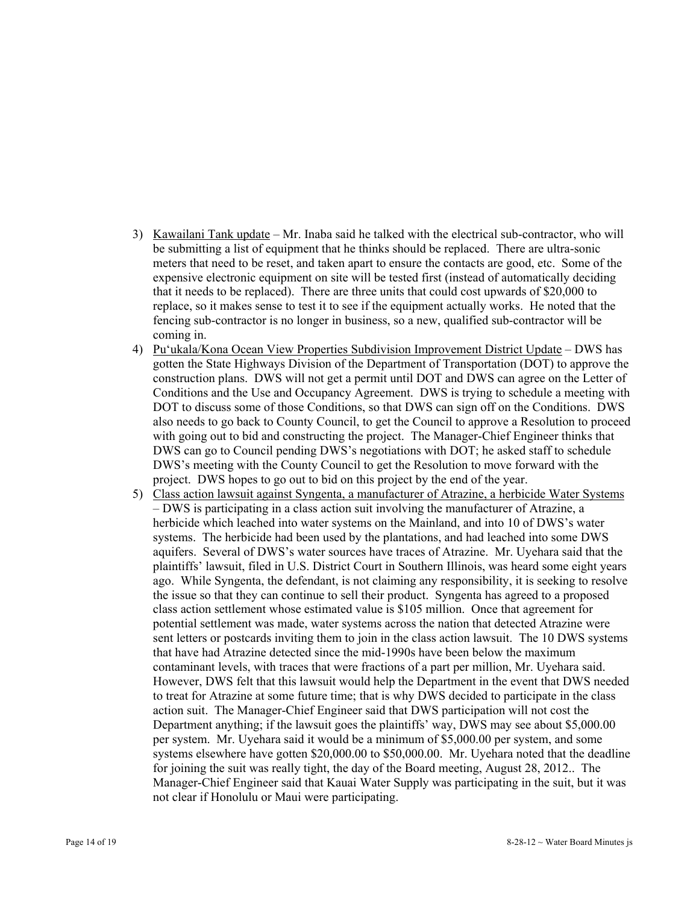3) Kawailani Tank update – Mr. Inaba said he talked with the electrical sub-contractor, who will be submitting a list of equipment that he thinks should be replaced. There are ultra-sonic meters that need to be reset, and taken apart to ensure the contacts are good, etc. Some of the expensive electronic equipment on site will be tested first (instead of automatically deciding that it needs to be replaced). There are three units that could cost upwards of $20,000 to replace, so it makes sense to test it to see if the equipment actually works. He noted that the fencing sub-contractor is no longer in business, so a new, qualified sub-contractor will be coming in.

4) Pu'ukala/Kona Ocean View Properties Subdivision Improvement District Update – DWS has gotten the State Highways Division of the Department of Transportation (DOT) to approve the construction plans. DWS will not get a permit until DOT and DWS can agree on the Letter of Conditions and the Use and Occupancy Agreement. DWS is trying to schedule a meeting with DOT to discuss some of those Conditions, so that DWS can sign off on the Conditions. DWS also needs to go back to County Council, to get the Council to approve a Resolution to proceed with going out to bid and constructing the project. The Manager-Chief Engineer thinks that DWS can go to Council pending DWS's negotiations with DOT; he asked staff to schedule DWS's meeting with the County Council to get the Resolution to move forward with the project. DWS hopes to go out to bid on this project by the end of the year.

5) Class action lawsuit against Syngenta, a manufacturer of Atrazine, a herbicide Water Systems – DWS is participating in a class action suit involving the manufacturer of Atrazine, a herbicide which leached into water systems on the Mainland, and into 10 of DWS's water systems. The herbicide had been used by the plantations, and had leached into some DWS aquifers. Several of DWS's water sources have traces of Atrazine. Mr. Uyehara said that the plaintiffs' lawsuit, filed in U.S. District Court in Southern Illinois, was heard some eight years ago. While Syngenta, the defendant, is not claiming any responsibility, it is seeking to resolve the issue so that they can continue to sell their product. Syngenta has agreed to a proposed class action settlement whose estimated value is $105 million. Once that agreement for potential settlement was made, water systems across the nation that detected Atrazine were sent letters or postcards inviting them to join in the class action lawsuit. The 10 DWS systems that have had Atrazine detected since the mid-1990s have been below the maximum contaminant levels, with traces that were fractions of a part per million, Mr. Uyehara said. However, DWS felt that this lawsuit would help the Department in the event that DWS needed to treat for Atrazine at some future time; that is why DWS decided to participate in the class action suit. The Manager-Chief Engineer said that DWS participation will not cost the Department anything; if the lawsuit goes the plaintiffs' way, DWS may see about $5,000.00 per system. Mr. Uyehara said it would be a minimum of $5,000.00 per system, and some systems elsewhere have gotten $20,000.00 to $50,000.00. Mr. Uyehara noted that the deadline for joining the suit was really tight, the day of the Board meeting, August 28, 2012.. The Manager-Chief Engineer said that Kauai Water Supply was participating in the suit, but it was not clear if Honolulu or Maui were participating.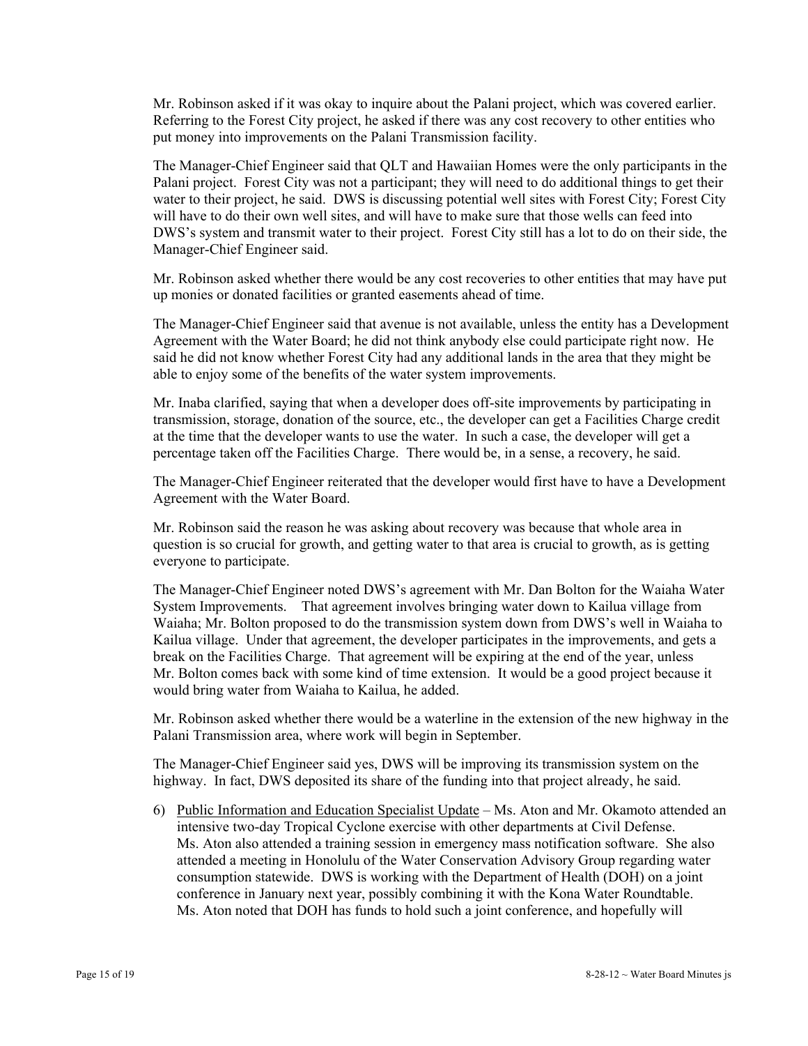Mr. Robinson asked if it was okay to inquire about the Palani project, which was covered earlier. Referring to the Forest City project, he asked if there was any cost recovery to other entities who put money into improvements on the Palani Transmission facility.

The Manager-Chief Engineer said that QLT and Hawaiian Homes were the only participants in the Palani project. Forest City was not a participant; they will need to do additional things to get their water to their project, he said. DWS is discussing potential well sites with Forest City; Forest City will have to do their own well sites, and will have to make sure that those wells can feed into DWS's system and transmit water to their project. Forest City still has a lot to do on their side, the Manager-Chief Engineer said.

Mr. Robinson asked whether there would be any cost recoveries to other entities that may have put up monies or donated facilities or granted easements ahead of time.

The Manager-Chief Engineer said that avenue is not available, unless the entity has a Development Agreement with the Water Board; he did not think anybody else could participate right now. He said he did not know whether Forest City had any additional lands in the area that they might be able to enjoy some of the benefits of the water system improvements.

Mr. Inaba clarified, saying that when a developer does off-site improvements by participating in transmission, storage, donation of the source, etc., the developer can get a Facilities Charge credit at the time that the developer wants to use the water. In such a case, the developer will get a percentage taken off the Facilities Charge. There would be, in a sense, a recovery, he said.

The Manager-Chief Engineer reiterated that the developer would first have to have a Development Agreement with the Water Board.

Mr. Robinson said the reason he was asking about recovery was because that whole area in question is so crucial for growth, and getting water to that area is crucial to growth, as is getting everyone to participate.

The Manager-Chief Engineer noted DWS's agreement with Mr. Dan Bolton for the Waiaha Water System Improvements. That agreement involves bringing water down to Kailua village from Waiaha; Mr. Bolton proposed to do the transmission system down from DWS's well in Waiaha to Kailua village. Under that agreement, the developer participates in the improvements, and gets a break on the Facilities Charge. That agreement will be expiring at the end of the year, unless Mr. Bolton comes back with some kind of time extension. It would be a good project because it would bring water from Waiaha to Kailua, he added.

Mr. Robinson asked whether there would be a waterline in the extension of the new highway in the Palani Transmission area, where work will begin in September.

The Manager-Chief Engineer said yes, DWS will be improving its transmission system on the highway. In fact, DWS deposited its share of the funding into that project already, he said.

6) Public Information and Education Specialist Update – Ms. Aton and Mr. Okamoto attended an intensive two-day Tropical Cyclone exercise with other departments at Civil Defense. Ms. Aton also attended a training session in emergency mass notification software. She also attended a meeting in Honolulu of the Water Conservation Advisory Group regarding water consumption statewide. DWS is working with the Department of Health (DOH) on a joint conference in January next year, possibly combining it with the Kona Water Roundtable. Ms. Aton noted that DOH has funds to hold such a joint conference, and hopefully will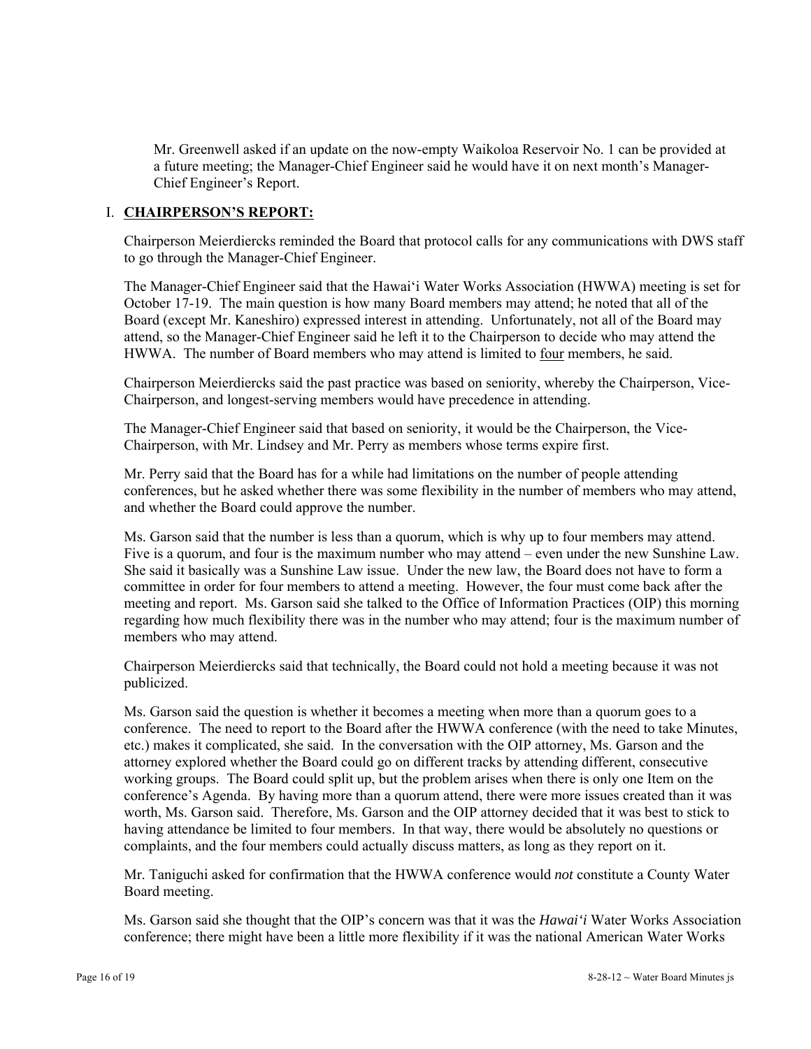Mr. Greenwell asked if an update on the now-empty Waikoloa Reservoir No. 1 can be provided at a future meeting; the Manager-Chief Engineer said he would have it on next month's Manager-Chief Engineer's Report.

## I. **CHAIRPERSON'S REPORT:**

Chairperson Meierdiercks reminded the Board that protocol calls for any communications with DWS staff to go through the Manager-Chief Engineer.

The Manager-Chief Engineer said that the Hawai'i Water Works Association (HWWA) meeting is set for October 17-19. The main question is how many Board members may attend; he noted that all of the Board (except Mr. Kaneshiro) expressed interest in attending. Unfortunately, not all of the Board may attend, so the Manager-Chief Engineer said he left it to the Chairperson to decide who may attend the HWWA. The number of Board members who may attend is limited to <u>four</u> members, he said.

Chairperson Meierdiercks said the past practice was based on seniority, whereby the Chairperson, Vice-Chairperson, and longest-serving members would have precedence in attending.

The Manager-Chief Engineer said that based on seniority, it would be the Chairperson, the Vice-Chairperson, with Mr. Lindsey and Mr. Perry as members whose terms expire first.

Mr. Perry said that the Board has for a while had limitations on the number of people attending conferences, but he asked whether there was some flexibility in the number of members who may attend, and whether the Board could approve the number.

Ms. Garson said that the number is less than a quorum, which is why up to four members may attend. Five is a quorum, and four is the maximum number who may attend – even under the new Sunshine Law. She said it basically was a Sunshine Law issue. Under the new law, the Board does not have to form a committee in order for four members to attend a meeting. However, the four must come back after the meeting and report. Ms. Garson said she talked to the Office of Information Practices (OIP) this morning regarding how much flexibility there was in the number who may attend; four is the maximum number of members who may attend.

Chairperson Meierdiercks said that technically, the Board could not hold a meeting because it was not publicized.

Ms. Garson said the question is whether it becomes a meeting when more than a quorum goes to a conference. The need to report to the Board after the HWWA conference (with the need to take Minutes, etc.) makes it complicated, she said. In the conversation with the OIP attorney, Ms. Garson and the attorney explored whether the Board could go on different tracks by attending different, consecutive working groups. The Board could split up, but the problem arises when there is only one Item on the conference's Agenda. By having more than a quorum attend, there were more issues created than it was worth, Ms. Garson said. Therefore, Ms. Garson and the OIP attorney decided that it was best to stick to having attendance be limited to four members. In that way, there would be absolutely no questions or complaints, and the four members could actually discuss matters, as long as they report on it.

Mr. Taniguchi asked for confirmation that the HWWA conference would *not* constitute a County Water Board meeting.

Ms. Garson said she thought that the OIP's concern was that it was the *Hawai'i* Water Works Association conference; there might have been a little more flexibility if it was the national American Water Works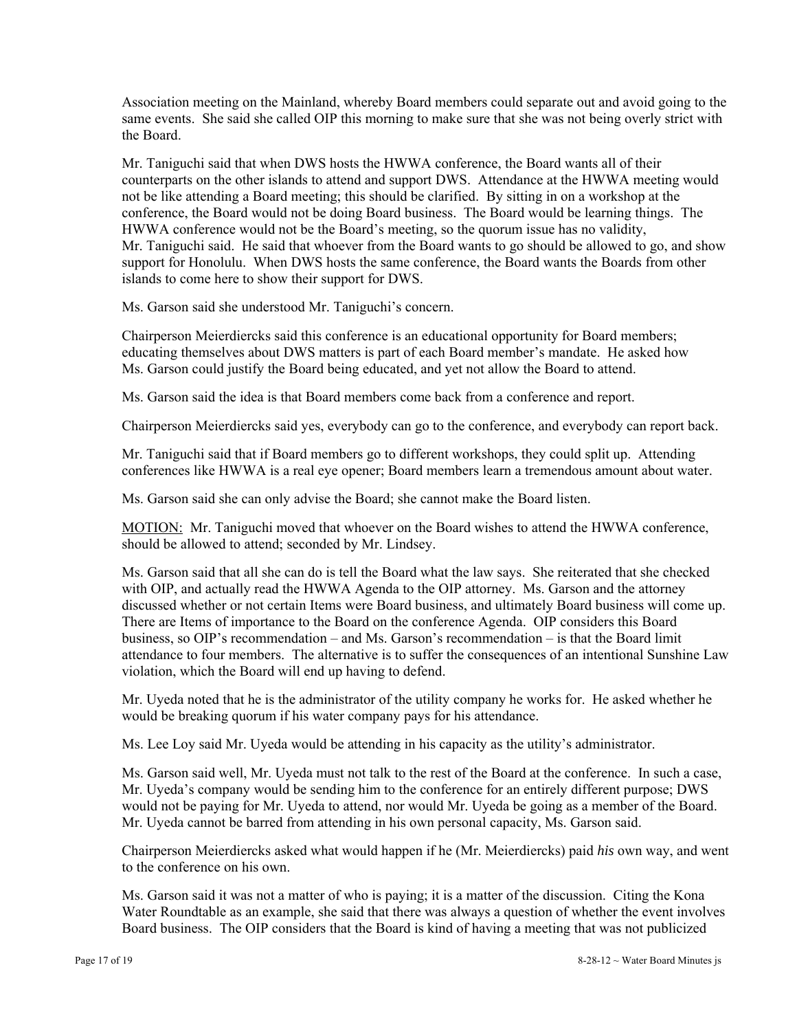Association meeting on the Mainland, whereby Board members could separate out and avoid going to the same events. She said she called OIP this morning to make sure that she was not being overly strict with the Board.

Mr. Taniguchi said that when DWS hosts the HWWA conference, the Board wants all of their counterparts on the other islands to attend and support DWS. Attendance at the HWWA meeting would not be like attending a Board meeting; this should be clarified. By sitting in on a workshop at the conference, the Board would not be doing Board business. The Board would be learning things. The HWWA conference would not be the Board's meeting, so the quorum issue has no validity, Mr. Taniguchi said. He said that whoever from the Board wants to go should be allowed to go, and show support for Honolulu. When DWS hosts the same conference, the Board wants the Boards from other islands to come here to show their support for DWS.

Ms. Garson said she understood Mr. Taniguchi's concern.

Chairperson Meierdiercks said this conference is an educational opportunity for Board members; educating themselves about DWS matters is part of each Board member's mandate. He asked how Ms. Garson could justify the Board being educated, and yet not allow the Board to attend.

Ms. Garson said the idea is that Board members come back from a conference and report.

Chairperson Meierdiercks said yes, everybody can go to the conference, and everybody can report back.

Mr. Taniguchi said that if Board members go to different workshops, they could split up. Attending conferences like HWWA is a real eye opener; Board members learn a tremendous amount about water.

Ms. Garson said she can only advise the Board; she cannot make the Board listen.

MOTION: Mr. Taniguchi moved that whoever on the Board wishes to attend the HWWA conference, should be allowed to attend; seconded by Mr. Lindsey.

Ms. Garson said that all she can do is tell the Board what the law says. She reiterated that she checked with OIP, and actually read the HWWA Agenda to the OIP attorney. Ms. Garson and the attorney discussed whether or not certain Items were Board business, and ultimately Board business will come up. There are Items of importance to the Board on the conference Agenda. OIP considers this Board business, so OIP's recommendation – and Ms. Garson's recommendation – is that the Board limit attendance to four members. The alternative is to suffer the consequences of an intentional Sunshine Law violation, which the Board will end up having to defend.

Mr. Uyeda noted that he is the administrator of the utility company he works for. He asked whether he would be breaking quorum if his water company pays for his attendance.

Ms. Lee Loy said Mr. Uyeda would be attending in his capacity as the utility's administrator.

Ms. Garson said well, Mr. Uyeda must not talk to the rest of the Board at the conference. In such a case, Mr. Uyeda's company would be sending him to the conference for an entirely different purpose; DWS would not be paying for Mr. Uyeda to attend, nor would Mr. Uyeda be going as a member of the Board. Mr. Uyeda cannot be barred from attending in his own personal capacity, Ms. Garson said.

Chairperson Meierdiercks asked what would happen if he (Mr. Meierdiercks) paid *his* own way, and went to the conference on his own.

Ms. Garson said it was not a matter of who is paying; it is a matter of the discussion. Citing the Kona Water Roundtable as an example, she said that there was always a question of whether the event involves Board business. The OIP considers that the Board is kind of having a meeting that was not publicized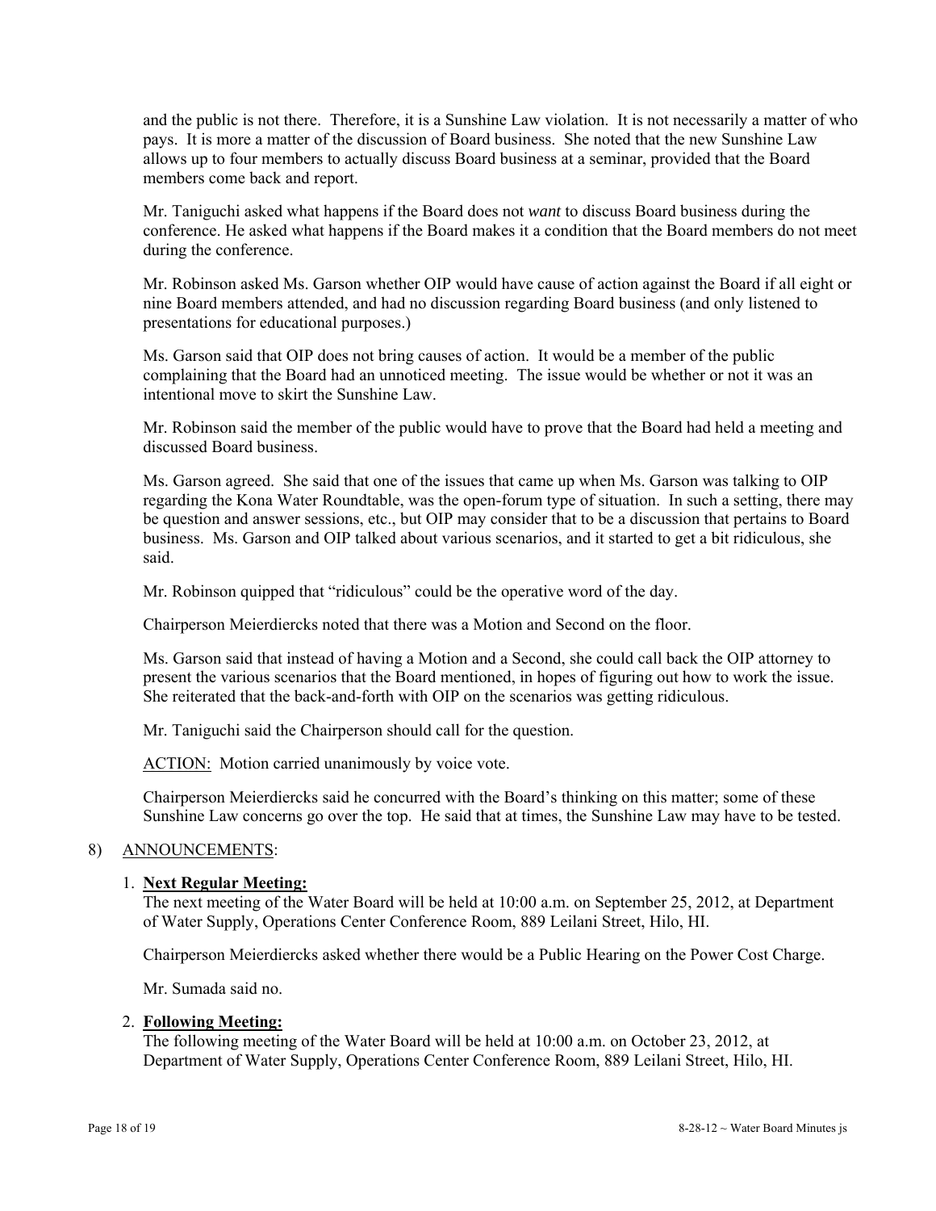and the public is not there. Therefore, it is a Sunshine Law violation. It is not necessarily a matter of who pays. It is more a matter of the discussion of Board business. She noted that the new Sunshine Law allows up to four members to actually discuss Board business at a seminar, provided that the Board members come back and report.

Mr. Taniguchi asked what happens if the Board does not *want* to discuss Board business during the conference. He asked what happens if the Board makes it a condition that the Board members do not meet during the conference.

Mr. Robinson asked Ms. Garson whether OIP would have cause of action against the Board if all eight or nine Board members attended, and had no discussion regarding Board business (and only listened to presentations for educational purposes.)

Ms. Garson said that OIP does not bring causes of action. It would be a member of the public complaining that the Board had an unnoticed meeting. The issue would be whether or not it was an intentional move to skirt the Sunshine Law.

Mr. Robinson said the member of the public would have to prove that the Board had held a meeting and discussed Board business.

Ms. Garson agreed. She said that one of the issues that came up when Ms. Garson was talking to OIP regarding the Kona Water Roundtable, was the open-forum type of situation. In such a setting, there may be question and answer sessions, etc., but OIP may consider that to be a discussion that pertains to Board business. Ms. Garson and OIP talked about various scenarios, and it started to get a bit ridiculous, she said.

Mr. Robinson quipped that "ridiculous" could be the operative word of the day.

Chairperson Meierdiercks noted that there was a Motion and Second on the floor.

Ms. Garson said that instead of having a Motion and a Second, she could call back the OIP attorney to present the various scenarios that the Board mentioned, in hopes of figuring out how to work the issue. She reiterated that the back-and-forth with OIP on the scenarios was getting ridiculous.

Mr. Taniguchi said the Chairperson should call for the question.

ACTION: Motion carried unanimously by voice vote.

Chairperson Meierdiercks said he concurred with the Board's thinking on this matter; some of these Sunshine Law concerns go over the top. He said that at times, the Sunshine Law may have to be tested.

8) ANNOUNCEMENTS:

1. **Next Regular Meeting:**
   The next meeting of the Water Board will be held at 10:00 a.m. on September 25, 2012, at Department of Water Supply, Operations Center Conference Room, 889 Leilani Street, Hilo, HI.

   Chairperson Meierdiercks asked whether there would be a Public Hearing on the Power Cost Charge.

   Mr. Sumada said no.

2. **Following Meeting:**
   The following meeting of the Water Board will be held at 10:00 a.m. on October 23, 2012, at Department of Water Supply, Operations Center Conference Room, 889 Leilani Street, Hilo, HI.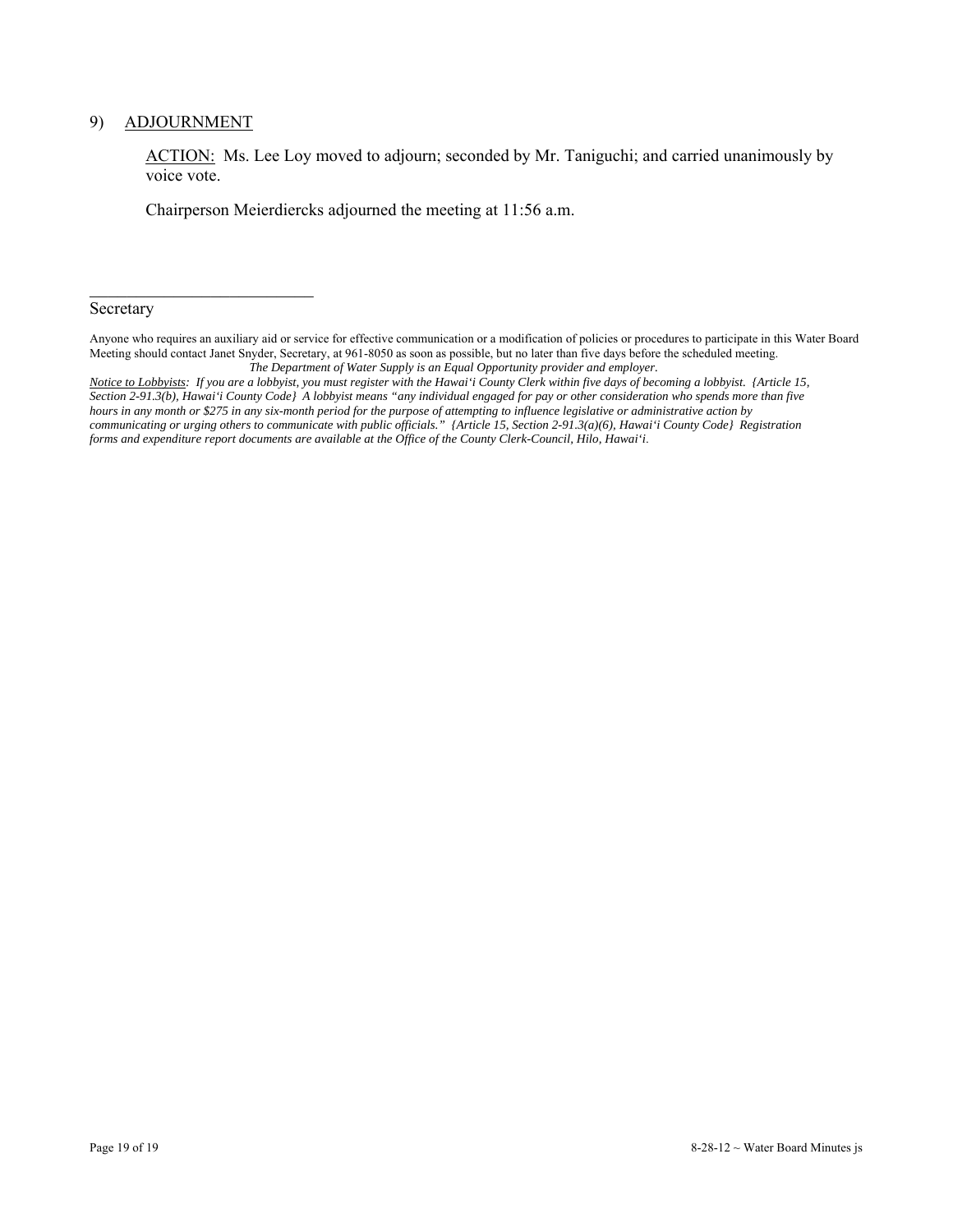9) <u>ADJOURNMENT</u>

<u>ACTION:</u> Ms. Lee Loy moved to adjourn; seconded by Mr. Taniguchi; and carried unanimously by voice vote.

Chairperson Meierdiercks adjourned the meeting at 11:56 a.m.

\_\_\_\_\_\_\_\_\_\_\_\_\_\_\_\_\_\_\_\_\_\_\_\_\_\_\_\_

Secretary

Anyone who requires an auxiliary aid or service for effective communication or a modification of policies or procedures to participate in this Water Board Meeting should contact Janet Snyder, Secretary, at 961-8050 as soon as possible, but no later than five days before the scheduled meeting.

*The Department of Water Supply is an Equal Opportunity provider and employer.*

*<u>Notice to Lobbyists</u>: If you are a lobbyist, you must register with the Hawai'i County Clerk within five days of becoming a lobbyist. {Article 15, Section 2-91.3(b), Hawai'i County Code} A lobbyist means "any individual engaged for pay or other consideration who spends more than five hours in any month or $275 in any six-month period for the purpose of attempting to influence legislative or administrative action by communicating or urging others to communicate with public officials." {Article 15, Section 2-91.3(a)(6), Hawai'i County Code} Registration forms and expenditure report documents are available at the Office of the County Clerk-Council, Hilo, Hawai'i.*